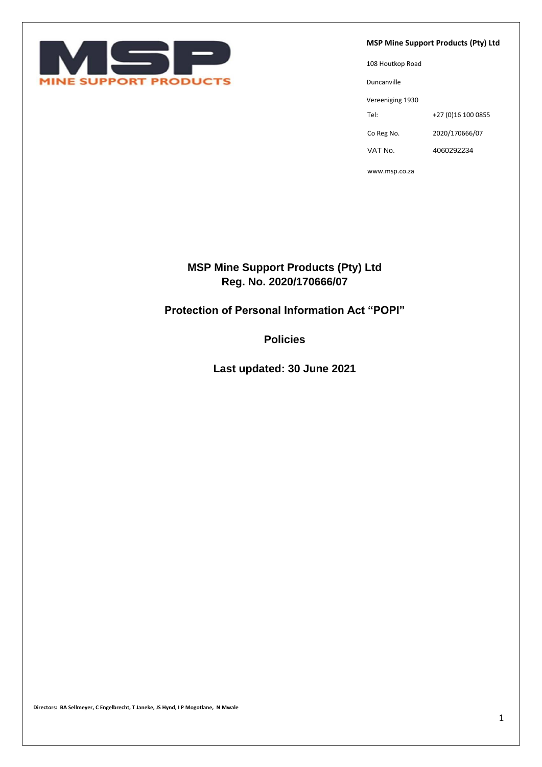**MSP Mine Support Products (Pty) Ltd**

108 Houtkop Road

Duncanville

Vereeniging 1930

| | |
|---|---|
| Tel: | +27 (0)16 100 0855 |
| Co Reg No. | 2020/170666/07 |
| VAT No. | 4060292234 |

www.msp.co.za

# MSP Mine Support Products (Pty) Ltd
# Reg. No. 2020/170666/07

## Protection of Personal Information Act "POPI"

## Policies

## Last updated: 30 June 2021

**Directors: BA Sellmeyer, C Engelbrecht, T Janeke, JS Hynd, I P Mogotlane, N Mwale**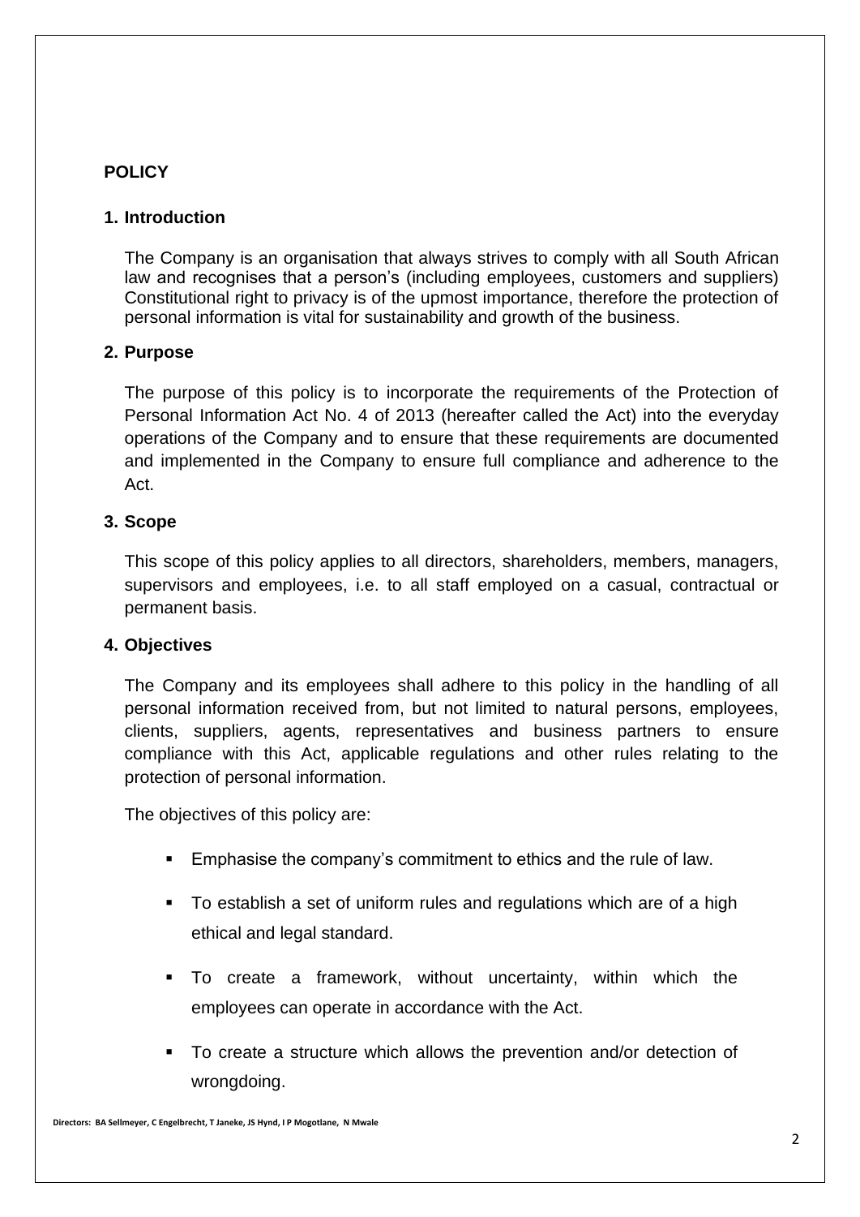**POLICY**

## 1. Introduction

The Company is an organisation that always strives to comply with all South African law and recognises that a person's (including employees, customers and suppliers) Constitutional right to privacy is of the upmost importance, therefore the protection of personal information is vital for sustainability and growth of the business.

## 2. Purpose

The purpose of this policy is to incorporate the requirements of the Protection of Personal Information Act No. 4 of 2013 (hereafter called the Act) into the everyday operations of the Company and to ensure that these requirements are documented and implemented in the Company to ensure full compliance and adherence to the Act.

## 3. Scope

This scope of this policy applies to all directors, shareholders, members, managers, supervisors and employees, i.e. to all staff employed on a casual, contractual or permanent basis.

## 4. Objectives

The Company and its employees shall adhere to this policy in the handling of all personal information received from, but not limited to natural persons, employees, clients, suppliers, agents, representatives and business partners to ensure compliance with this Act, applicable regulations and other rules relating to the protection of personal information.

The objectives of this policy are:

- Emphasise the company's commitment to ethics and the rule of law.
- To establish a set of uniform rules and regulations which are of a high ethical and legal standard.
- To create a framework, without uncertainty, within which the employees can operate in accordance with the Act.
- To create a structure which allows the prevention and/or detection of wrongdoing.

Directors: BA Sellmeyer, C Engelbrecht, T Janeke, JS Hynd, I P Mogotlane, N Mwale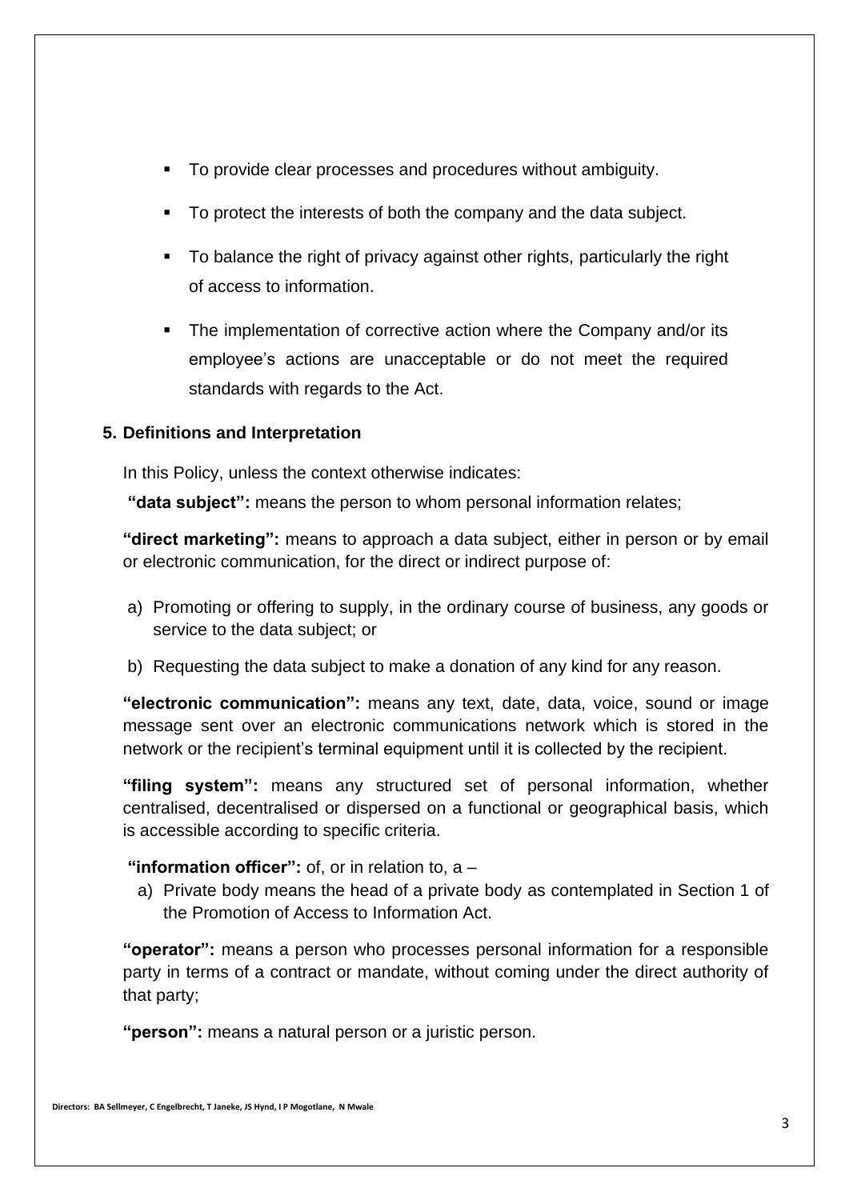- To provide clear processes and procedures without ambiguity.
- To protect the interests of both the company and the data subject.
- To balance the right of privacy against other rights, particularly the right of access to information.
- The implementation of corrective action where the Company and/or its employee's actions are unacceptable or do not meet the required standards with regards to the Act.

## 5. Definitions and Interpretation

In this Policy, unless the context otherwise indicates:

**"data subject":** means the person to whom personal information relates;

**"direct marketing":** means to approach a data subject, either in person or by email or electronic communication, for the direct or indirect purpose of:

a) Promoting or offering to supply, in the ordinary course of business, any goods or service to the data subject; or

b) Requesting the data subject to make a donation of any kind for any reason.

**"electronic communication":** means any text, date, data, voice, sound or image message sent over an electronic communications network which is stored in the network or the recipient's terminal equipment until it is collected by the recipient.

**"filing system":** means any structured set of personal information, whether centralised, decentralised or dispersed on a functional or geographical basis, which is accessible according to specific criteria.

**"information officer":** of, or in relation to, a –

a) Private body means the head of a private body as contemplated in Section 1 of the Promotion of Access to Information Act.

**"operator":** means a person who processes personal information for a responsible party in terms of a contract or mandate, without coming under the direct authority of that party;

**"person":** means a natural person or a juristic person.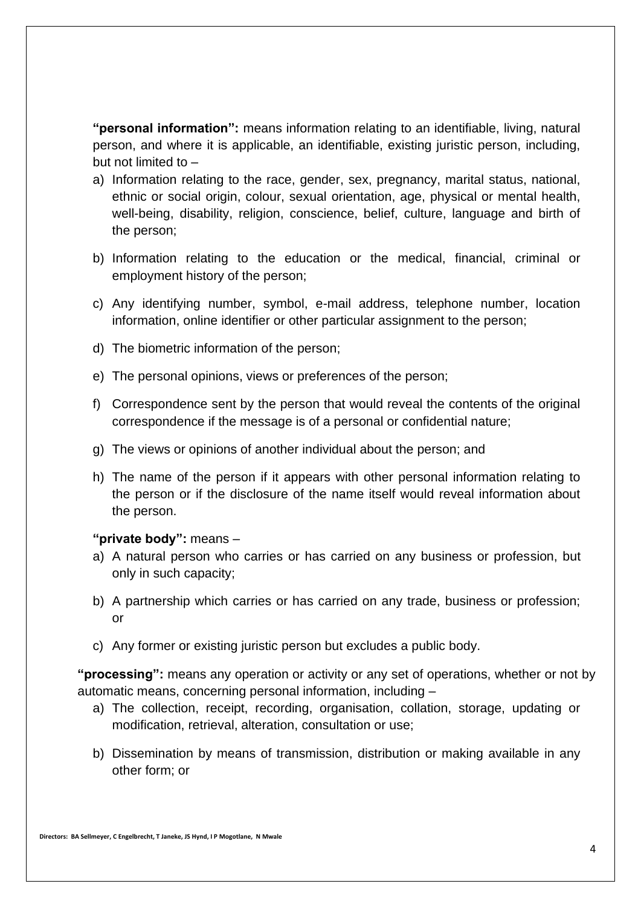**"personal information":** means information relating to an identifiable, living, natural person, and where it is applicable, an identifiable, existing juristic person, including, but not limited to –

a) Information relating to the race, gender, sex, pregnancy, marital status, national, ethnic or social origin, colour, sexual orientation, age, physical or mental health, well-being, disability, religion, conscience, belief, culture, language and birth of the person;

b) Information relating to the education or the medical, financial, criminal or employment history of the person;

c) Any identifying number, symbol, e-mail address, telephone number, location information, online identifier or other particular assignment to the person;

d) The biometric information of the person;

e) The personal opinions, views or preferences of the person;

f) Correspondence sent by the person that would reveal the contents of the original correspondence if the message is of a personal or confidential nature;

g) The views or opinions of another individual about the person; and

h) The name of the person if it appears with other personal information relating to the person or if the disclosure of the name itself would reveal information about the person.

**"private body":** means –

a) A natural person who carries or has carried on any business or profession, but only in such capacity;

b) A partnership which carries or has carried on any trade, business or profession; or

c) Any former or existing juristic person but excludes a public body.

**"processing":** means any operation or activity or any set of operations, whether or not by automatic means, concerning personal information, including –

a) The collection, receipt, recording, organisation, collation, storage, updating or modification, retrieval, alteration, consultation or use;

b) Dissemination by means of transmission, distribution or making available in any other form; or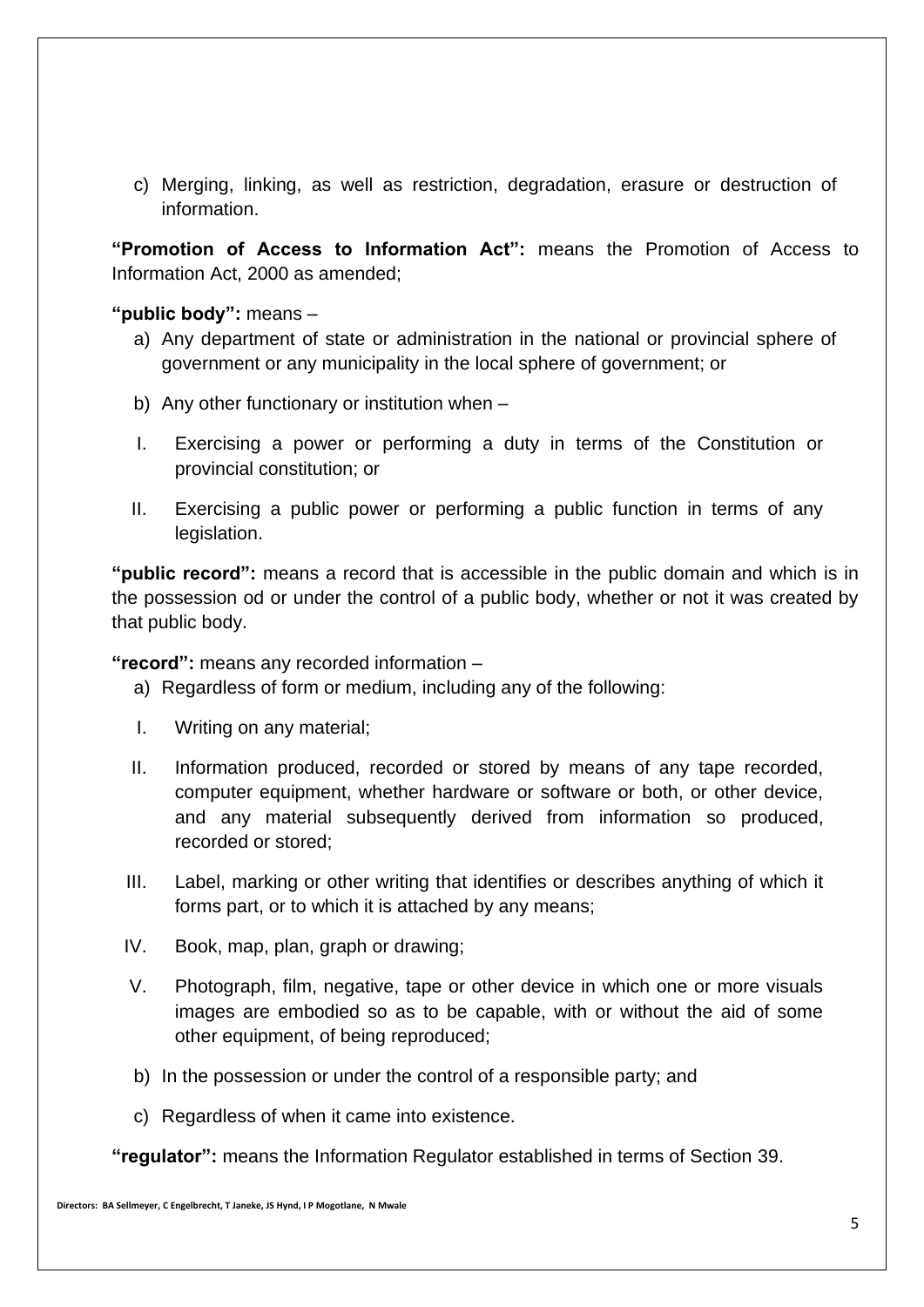c) Merging, linking, as well as restriction, degradation, erasure or destruction of information.

**"Promotion of Access to Information Act":** means the Promotion of Access to Information Act, 2000 as amended;

**"public body":** means –

a) Any department of state or administration in the national or provincial sphere of government or any municipality in the local sphere of government; or

b) Any other functionary or institution when –

I. Exercising a power or performing a duty in terms of the Constitution or provincial constitution; or

II. Exercising a public power or performing a public function in terms of any legislation.

**"public record":** means a record that is accessible in the public domain and which is in the possession od or under the control of a public body, whether or not it was created by that public body.

**"record":** means any recorded information –

a) Regardless of form or medium, including any of the following:

I. Writing on any material;

II. Information produced, recorded or stored by means of any tape recorded, computer equipment, whether hardware or software or both, or other device, and any material subsequently derived from information so produced, recorded or stored;

III. Label, marking or other writing that identifies or describes anything of which it forms part, or to which it is attached by any means;

IV. Book, map, plan, graph or drawing;

V. Photograph, film, negative, tape or other device in which one or more visuals images are embodied so as to be capable, with or without the aid of some other equipment, of being reproduced;

b) In the possession or under the control of a responsible party; and

c) Regardless of when it came into existence.

**"regulator":** means the Information Regulator established in terms of Section 39.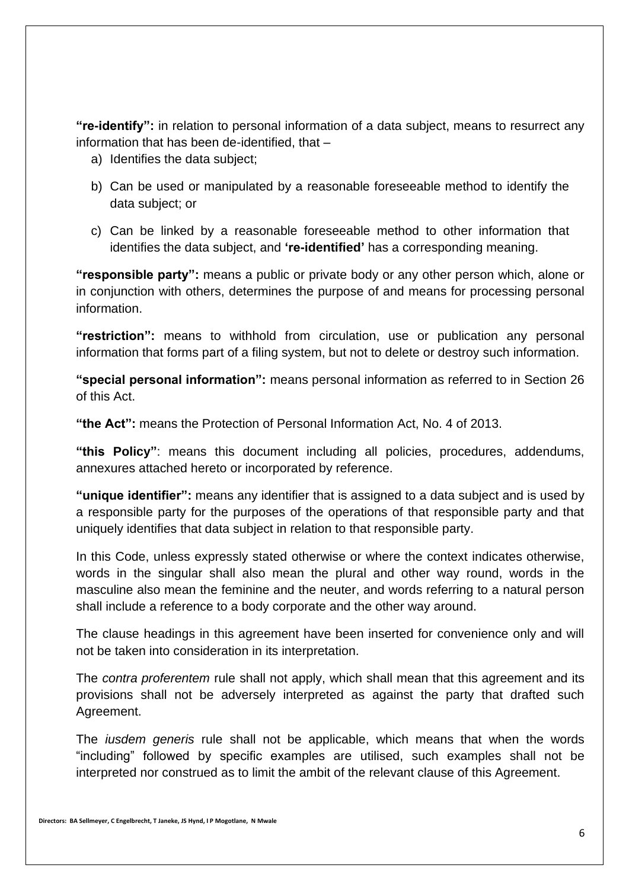**"re-identify":** in relation to personal information of a data subject, means to resurrect any information that has been de-identified, that –

a) Identifies the data subject;

b) Can be used or manipulated by a reasonable foreseeable method to identify the data subject; or

c) Can be linked by a reasonable foreseeable method to other information that identifies the data subject, and **'re-identified'** has a corresponding meaning.

**"responsible party":** means a public or private body or any other person which, alone or in conjunction with others, determines the purpose of and means for processing personal information.

**"restriction":** means to withhold from circulation, use or publication any personal information that forms part of a filing system, but not to delete or destroy such information.

**"special personal information":** means personal information as referred to in Section 26 of this Act.

**"the Act":** means the Protection of Personal Information Act, No. 4 of 2013.

**"this Policy"**: means this document including all policies, procedures, addendums, annexures attached hereto or incorporated by reference.

**"unique identifier":** means any identifier that is assigned to a data subject and is used by a responsible party for the purposes of the operations of that responsible party and that uniquely identifies that data subject in relation to that responsible party.

In this Code, unless expressly stated otherwise or where the context indicates otherwise, words in the singular shall also mean the plural and other way round, words in the masculine also mean the feminine and the neuter, and words referring to a natural person shall include a reference to a body corporate and the other way around.

The clause headings in this agreement have been inserted for convenience only and will not be taken into consideration in its interpretation.

The *contra proferentem* rule shall not apply, which shall mean that this agreement and its provisions shall not be adversely interpreted as against the party that drafted such Agreement.

The *iusdem generis* rule shall not be applicable, which means that when the words "including" followed by specific examples are utilised, such examples shall not be interpreted nor construed as to limit the ambit of the relevant clause of this Agreement.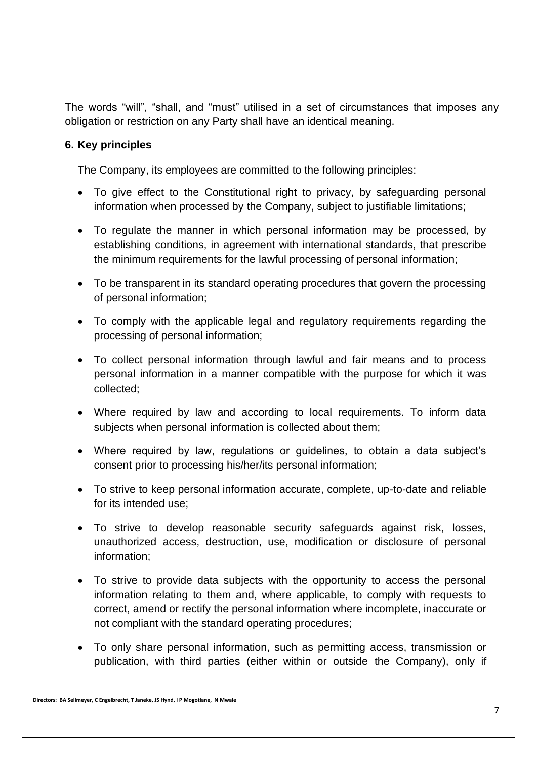The words "will", "shall, and "must" utilised in a set of circumstances that imposes any obligation or restriction on any Party shall have an identical meaning.

### 6. Key principles

The Company, its employees are committed to the following principles:

- To give effect to the Constitutional right to privacy, by safeguarding personal information when processed by the Company, subject to justifiable limitations;
- To regulate the manner in which personal information may be processed, by establishing conditions, in agreement with international standards, that prescribe the minimum requirements for the lawful processing of personal information;
- To be transparent in its standard operating procedures that govern the processing of personal information;
- To comply with the applicable legal and regulatory requirements regarding the processing of personal information;
- To collect personal information through lawful and fair means and to process personal information in a manner compatible with the purpose for which it was collected;
- Where required by law and according to local requirements. To inform data subjects when personal information is collected about them;
- Where required by law, regulations or guidelines, to obtain a data subject's consent prior to processing his/her/its personal information;
- To strive to keep personal information accurate, complete, up-to-date and reliable for its intended use;
- To strive to develop reasonable security safeguards against risk, losses, unauthorized access, destruction, use, modification or disclosure of personal information;
- To strive to provide data subjects with the opportunity to access the personal information relating to them and, where applicable, to comply with requests to correct, amend or rectify the personal information where incomplete, inaccurate or not compliant with the standard operating procedures;
- To only share personal information, such as permitting access, transmission or publication, with third parties (either within or outside the Company), only if

Directors: BA Sellmeyer, C Engelbrecht, T Janeke, JS Hynd, I P Mogotlane, N Mwale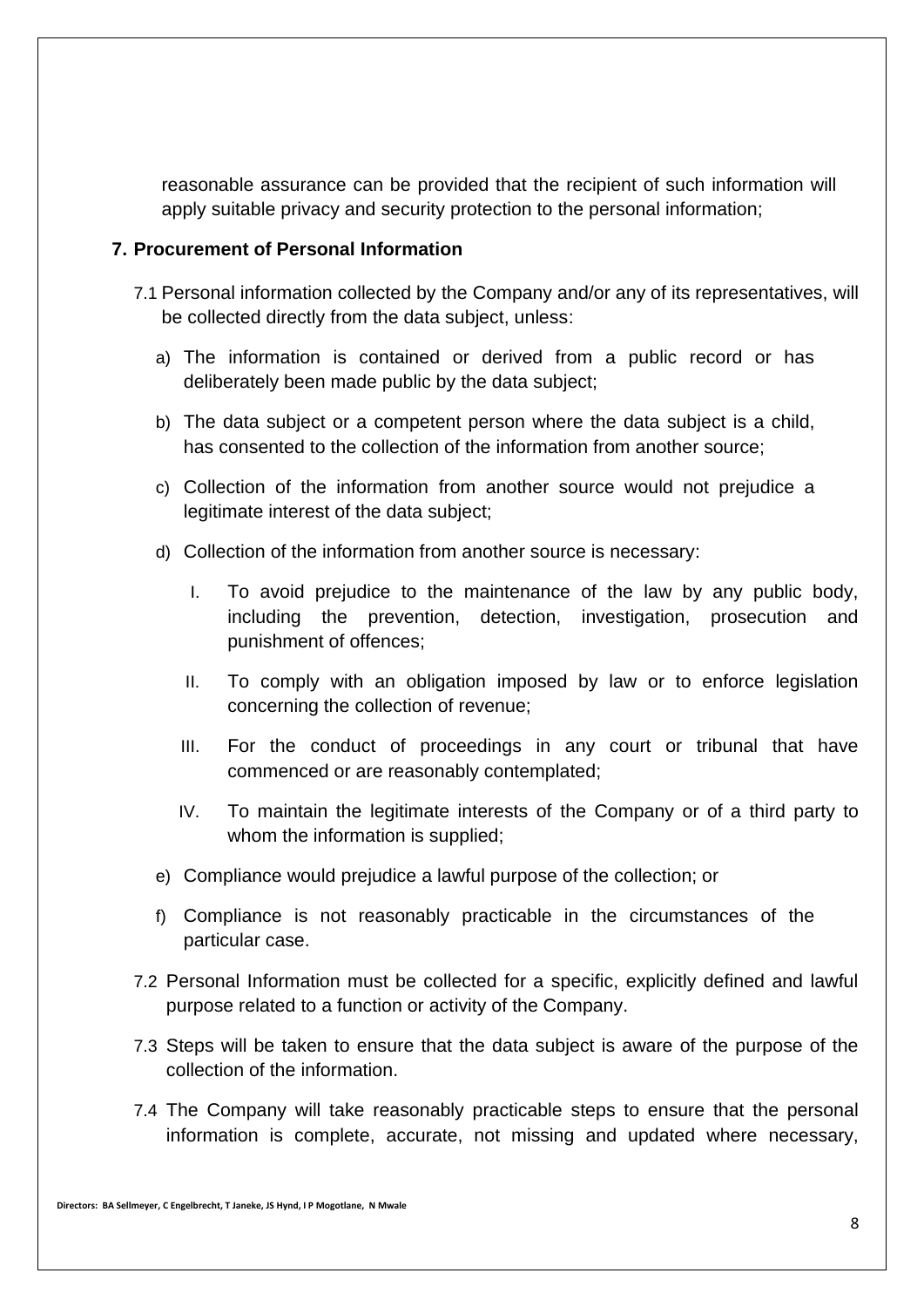reasonable assurance can be provided that the recipient of such information will apply suitable privacy and security protection to the personal information;

## 7. Procurement of Personal Information

7.1 Personal information collected by the Company and/or any of its representatives, will be collected directly from the data subject, unless:

a) The information is contained or derived from a public record or has deliberately been made public by the data subject;

b) The data subject or a competent person where the data subject is a child, has consented to the collection of the information from another source;

c) Collection of the information from another source would not prejudice a legitimate interest of the data subject;

d) Collection of the information from another source is necessary:

I. To avoid prejudice to the maintenance of the law by any public body, including the prevention, detection, investigation, prosecution and punishment of offences;

II. To comply with an obligation imposed by law or to enforce legislation concerning the collection of revenue;

III. For the conduct of proceedings in any court or tribunal that have commenced or are reasonably contemplated;

IV. To maintain the legitimate interests of the Company or of a third party to whom the information is supplied;

e) Compliance would prejudice a lawful purpose of the collection; or

f) Compliance is not reasonably practicable in the circumstances of the particular case.

7.2 Personal Information must be collected for a specific, explicitly defined and lawful purpose related to a function or activity of the Company.

7.3 Steps will be taken to ensure that the data subject is aware of the purpose of the collection of the information.

7.4 The Company will take reasonably practicable steps to ensure that the personal information is complete, accurate, not missing and updated where necessary,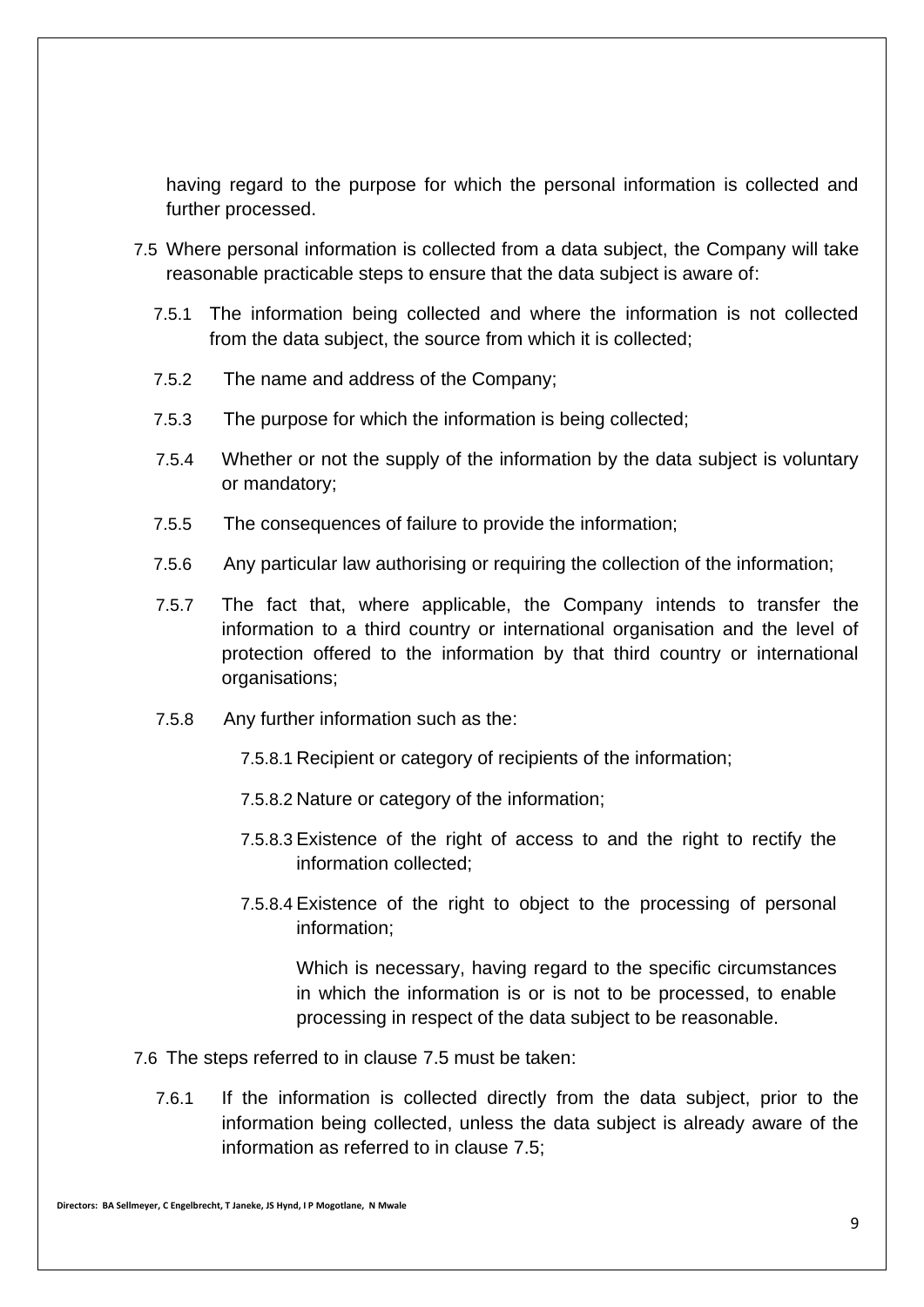having regard to the purpose for which the personal information is collected and further processed.

7.5 Where personal information is collected from a data subject, the Company will take reasonable practicable steps to ensure that the data subject is aware of:

7.5.1 The information being collected and where the information is not collected from the data subject, the source from which it is collected;

7.5.2 The name and address of the Company;

7.5.3 The purpose for which the information is being collected;

7.5.4 Whether or not the supply of the information by the data subject is voluntary or mandatory;

7.5.5 The consequences of failure to provide the information;

7.5.6 Any particular law authorising or requiring the collection of the information;

7.5.7 The fact that, where applicable, the Company intends to transfer the information to a third country or international organisation and the level of protection offered to the information by that third country or international organisations;

7.5.8 Any further information such as the:

7.5.8.1 Recipient or category of recipients of the information;

7.5.8.2 Nature or category of the information;

7.5.8.3 Existence of the right of access to and the right to rectify the information collected;

7.5.8.4 Existence of the right to object to the processing of personal information;

Which is necessary, having regard to the specific circumstances in which the information is or is not to be processed, to enable processing in respect of the data subject to be reasonable.

7.6 The steps referred to in clause 7.5 must be taken:

7.6.1 If the information is collected directly from the data subject, prior to the information being collected, unless the data subject is already aware of the information as referred to in clause 7.5;

Directors: BA Sellmeyer, C Engelbrecht, T Janeke, JS Hynd, I P Mogotlane, N Mwale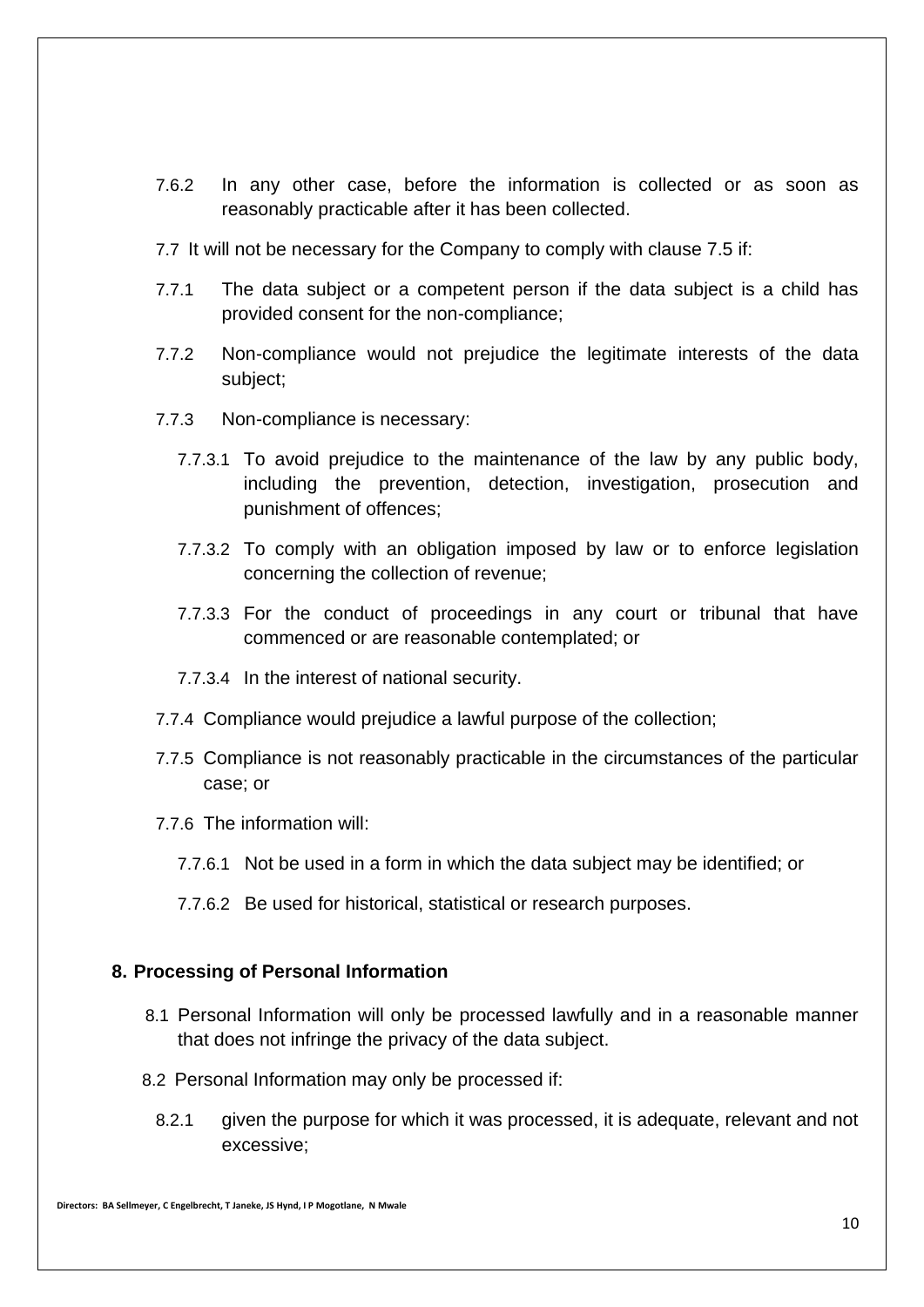7.6.2 In any other case, before the information is collected or as soon as reasonably practicable after it has been collected.

7.7 It will not be necessary for the Company to comply with clause 7.5 if:

7.7.1 The data subject or a competent person if the data subject is a child has provided consent for the non-compliance;

7.7.2 Non-compliance would not prejudice the legitimate interests of the data subject;

7.7.3 Non-compliance is necessary:

7.7.3.1 To avoid prejudice to the maintenance of the law by any public body, including the prevention, detection, investigation, prosecution and punishment of offences;

7.7.3.2 To comply with an obligation imposed by law or to enforce legislation concerning the collection of revenue;

7.7.3.3 For the conduct of proceedings in any court or tribunal that have commenced or are reasonable contemplated; or

7.7.3.4 In the interest of national security.

7.7.4 Compliance would prejudice a lawful purpose of the collection;

7.7.5 Compliance is not reasonably practicable in the circumstances of the particular case; or

7.7.6 The information will:

7.7.6.1 Not be used in a form in which the data subject may be identified; or

7.7.6.2 Be used for historical, statistical or research purposes.

## 8. Processing of Personal Information

8.1 Personal Information will only be processed lawfully and in a reasonable manner that does not infringe the privacy of the data subject.

8.2 Personal Information may only be processed if:

8.2.1 given the purpose for which it was processed, it is adequate, relevant and not excessive;

Directors: BA Sellmeyer, C Engelbrecht, T Janeke, JS Hynd, I P Mogotlane, N Mwale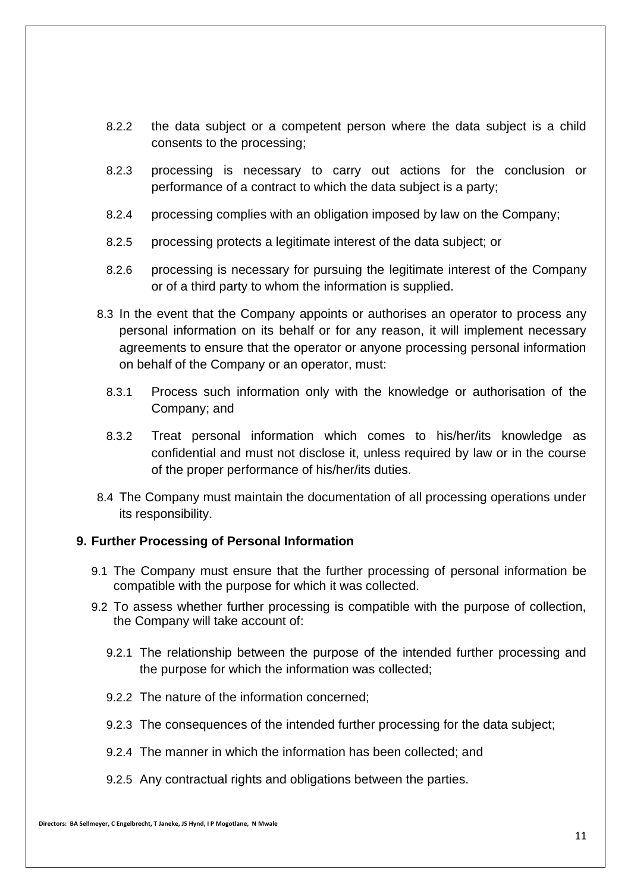8.2.2 the data subject or a competent person where the data subject is a child consents to the processing;

8.2.3 processing is necessary to carry out actions for the conclusion or performance of a contract to which the data subject is a party;

8.2.4 processing complies with an obligation imposed by law on the Company;

8.2.5 processing protects a legitimate interest of the data subject; or

8.2.6 processing is necessary for pursuing the legitimate interest of the Company or of a third party to whom the information is supplied.

8.3 In the event that the Company appoints or authorises an operator to process any personal information on its behalf or for any reason, it will implement necessary agreements to ensure that the operator or anyone processing personal information on behalf of the Company or an operator, must:

8.3.1 Process such information only with the knowledge or authorisation of the Company; and

8.3.2 Treat personal information which comes to his/her/its knowledge as confidential and must not disclose it, unless required by law or in the course of the proper performance of his/her/its duties.

8.4 The Company must maintain the documentation of all processing operations under its responsibility.

## 9. Further Processing of Personal Information

9.1 The Company must ensure that the further processing of personal information be compatible with the purpose for which it was collected.

9.2 To assess whether further processing is compatible with the purpose of collection, the Company will take account of:

9.2.1 The relationship between the purpose of the intended further processing and the purpose for which the information was collected;

9.2.2 The nature of the information concerned;

9.2.3 The consequences of the intended further processing for the data subject;

9.2.4 The manner in which the information has been collected; and

9.2.5 Any contractual rights and obligations between the parties.

Directors: BA Sellmeyer, C Engelbrecht, T Janeke, JS Hynd, I P Mogotlane, N Mwale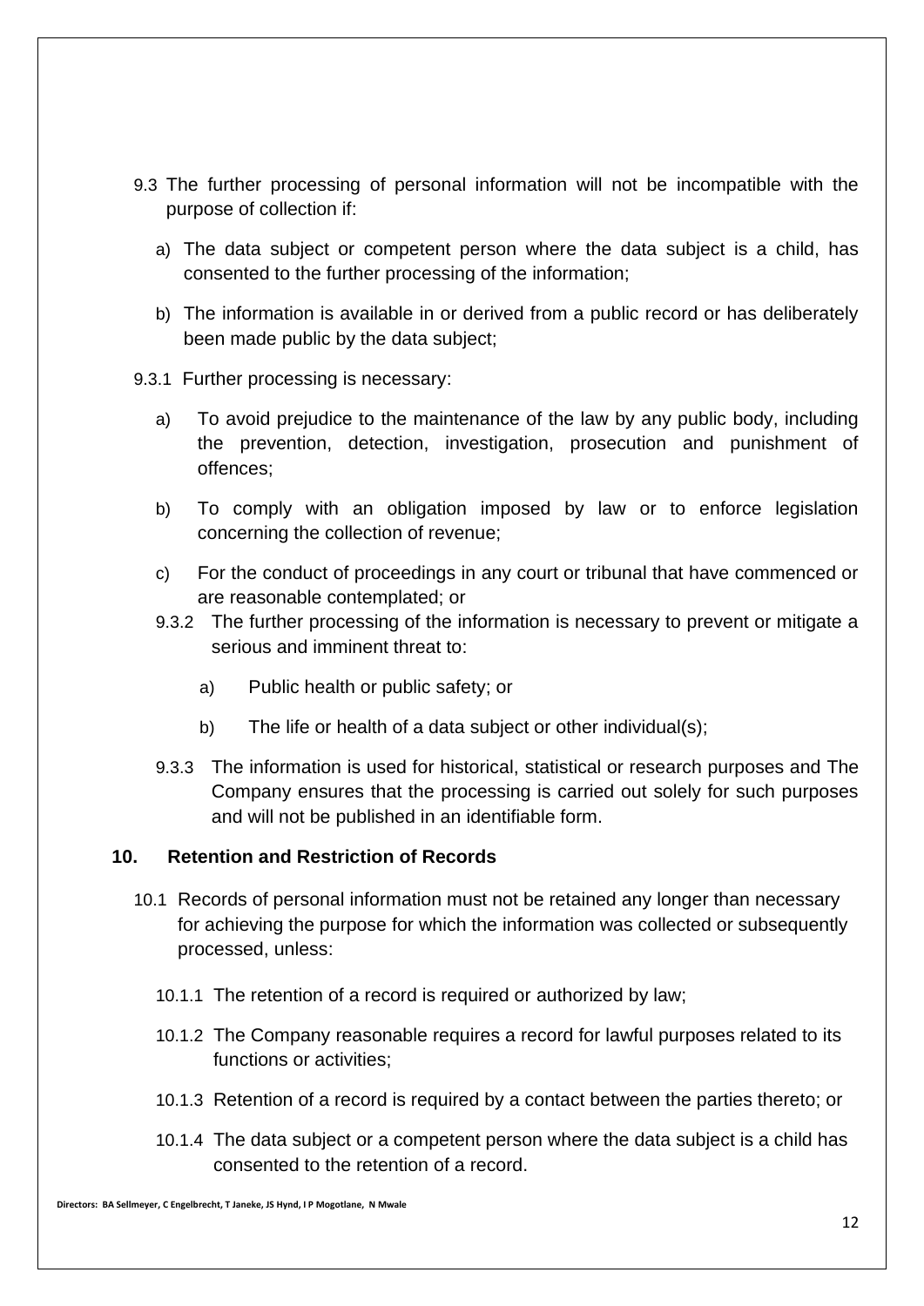9.3 The further processing of personal information will not be incompatible with the purpose of collection if:

a) The data subject or competent person where the data subject is a child, has consented to the further processing of the information;

b) The information is available in or derived from a public record or has deliberately been made public by the data subject;

9.3.1 Further processing is necessary:

a) To avoid prejudice to the maintenance of the law by any public body, including the prevention, detection, investigation, prosecution and punishment of offences;

b) To comply with an obligation imposed by law or to enforce legislation concerning the collection of revenue;

c) For the conduct of proceedings in any court or tribunal that have commenced or are reasonable contemplated; or

9.3.2 The further processing of the information is necessary to prevent or mitigate a serious and imminent threat to:

a) Public health or public safety; or

b) The life or health of a data subject or other individual(s);

9.3.3 The information is used for historical, statistical or research purposes and The Company ensures that the processing is carried out solely for such purposes and will not be published in an identifiable form.

## 10. Retention and Restriction of Records

10.1 Records of personal information must not be retained any longer than necessary for achieving the purpose for which the information was collected or subsequently processed, unless:

10.1.1 The retention of a record is required or authorized by law;

10.1.2 The Company reasonable requires a record for lawful purposes related to its functions or activities;

10.1.3 Retention of a record is required by a contact between the parties thereto; or

10.1.4 The data subject or a competent person where the data subject is a child has consented to the retention of a record.

Directors: BA Sellmeyer, C Engelbrecht, T Janeke, JS Hynd, I P Mogotlane, N Mwale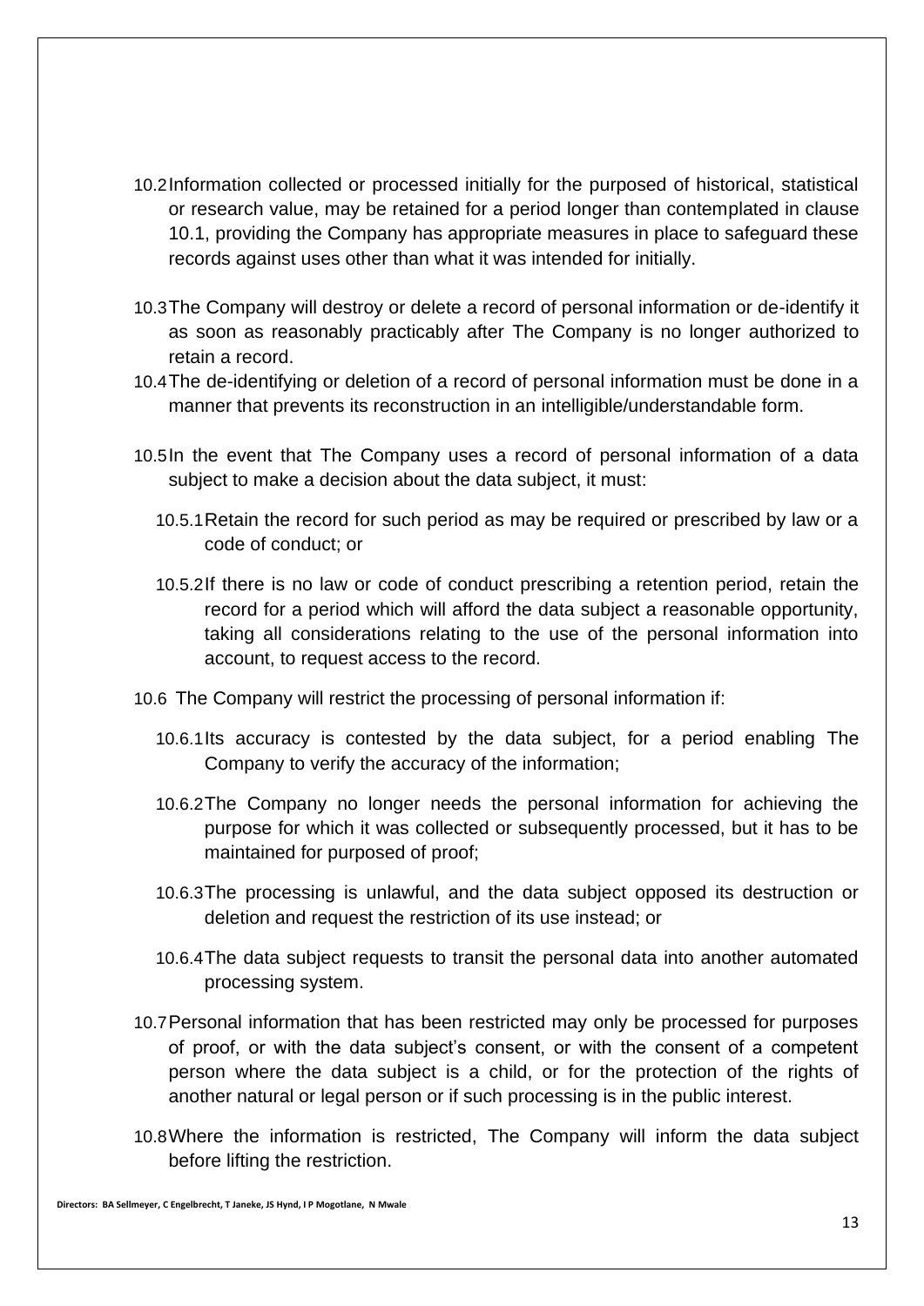10.2 Information collected or processed initially for the purposed of historical, statistical or research value, may be retained for a period longer than contemplated in clause 10.1, providing the Company has appropriate measures in place to safeguard these records against uses other than what it was intended for initially.

10.3 The Company will destroy or delete a record of personal information or de-identify it as soon as reasonably practicably after The Company is no longer authorized to retain a record.

10.4 The de-identifying or deletion of a record of personal information must be done in a manner that prevents its reconstruction in an intelligible/understandable form.

10.5 In the event that The Company uses a record of personal information of a data subject to make a decision about the data subject, it must:

10.5.1 Retain the record for such period as may be required or prescribed by law or a code of conduct; or

10.5.2 If there is no law or code of conduct prescribing a retention period, retain the record for a period which will afford the data subject a reasonable opportunity, taking all considerations relating to the use of the personal information into account, to request access to the record.

10.6 The Company will restrict the processing of personal information if:

10.6.1 Its accuracy is contested by the data subject, for a period enabling The Company to verify the accuracy of the information;

10.6.2 The Company no longer needs the personal information for achieving the purpose for which it was collected or subsequently processed, but it has to be maintained for purposed of proof;

10.6.3 The processing is unlawful, and the data subject opposed its destruction or deletion and request the restriction of its use instead; or

10.6.4 The data subject requests to transit the personal data into another automated processing system.

10.7 Personal information that has been restricted may only be processed for purposes of proof, or with the data subject's consent, or with the consent of a competent person where the data subject is a child, or for the protection of the rights of another natural or legal person or if such processing is in the public interest.

10.8 Where the information is restricted, The Company will inform the data subject before lifting the restriction.

Directors: BA Sellmeyer, C Engelbrecht, T Janeke, JS Hynd, I P Mogotlane, N Mwale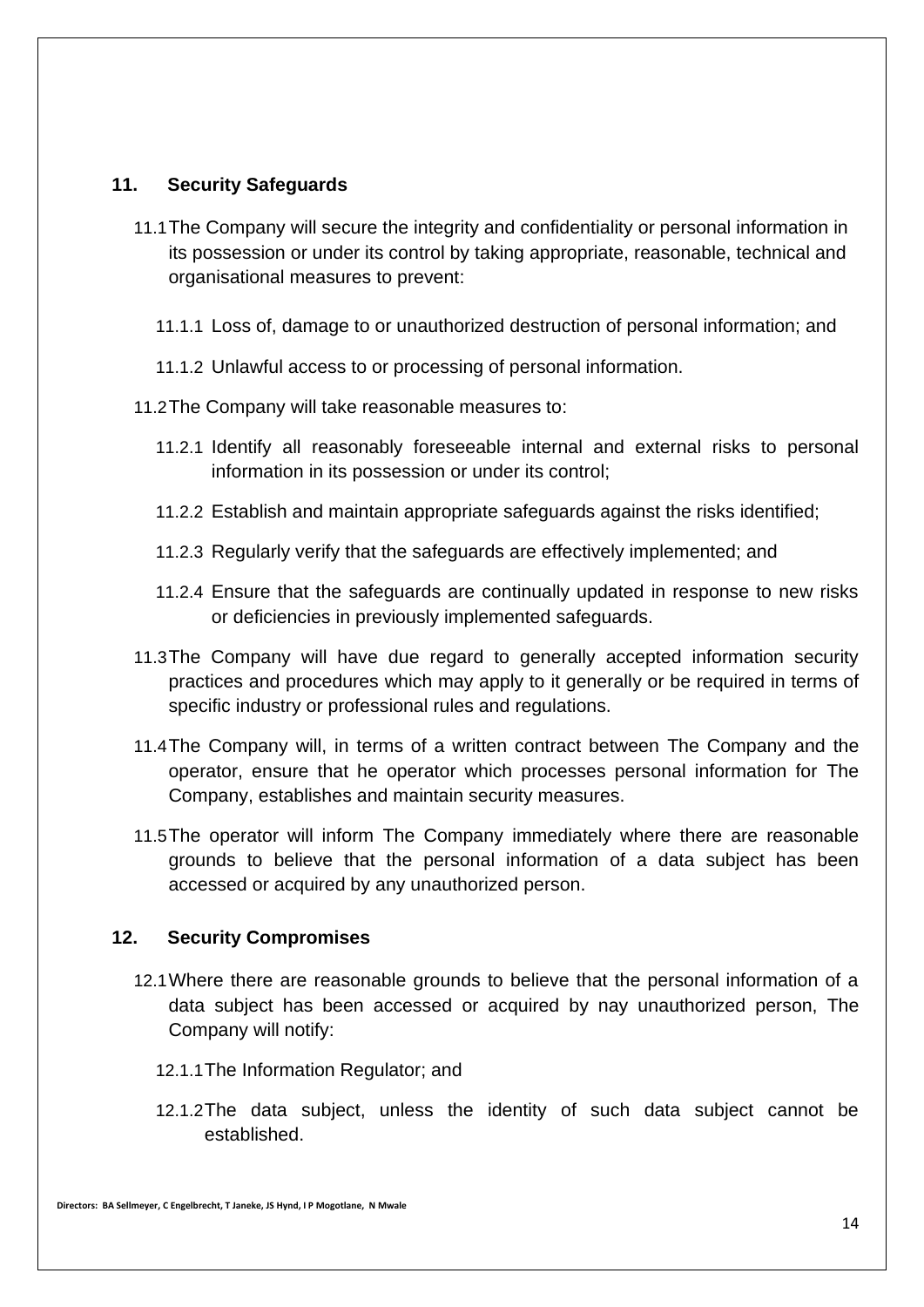## 11. Security Safeguards

11.1 The Company will secure the integrity and confidentiality or personal information in its possession or under its control by taking appropriate, reasonable, technical and organisational measures to prevent:

11.1.1 Loss of, damage to or unauthorized destruction of personal information; and

11.1.2 Unlawful access to or processing of personal information.

11.2 The Company will take reasonable measures to:

11.2.1 Identify all reasonably foreseeable internal and external risks to personal information in its possession or under its control;

11.2.2 Establish and maintain appropriate safeguards against the risks identified;

11.2.3 Regularly verify that the safeguards are effectively implemented; and

11.2.4 Ensure that the safeguards are continually updated in response to new risks or deficiencies in previously implemented safeguards.

11.3 The Company will have due regard to generally accepted information security practices and procedures which may apply to it generally or be required in terms of specific industry or professional rules and regulations.

11.4 The Company will, in terms of a written contract between The Company and the operator, ensure that he operator which processes personal information for The Company, establishes and maintain security measures.

11.5 The operator will inform The Company immediately where there are reasonable grounds to believe that the personal information of a data subject has been accessed or acquired by any unauthorized person.

## 12. Security Compromises

12.1 Where there are reasonable grounds to believe that the personal information of a data subject has been accessed or acquired by nay unauthorized person, The Company will notify:

12.1.1 The Information Regulator; and

12.1.2 The data subject, unless the identity of such data subject cannot be established.

Directors: BA Sellmeyer, C Engelbrecht, T Janeke, JS Hynd, I P Mogotlane, N Mwale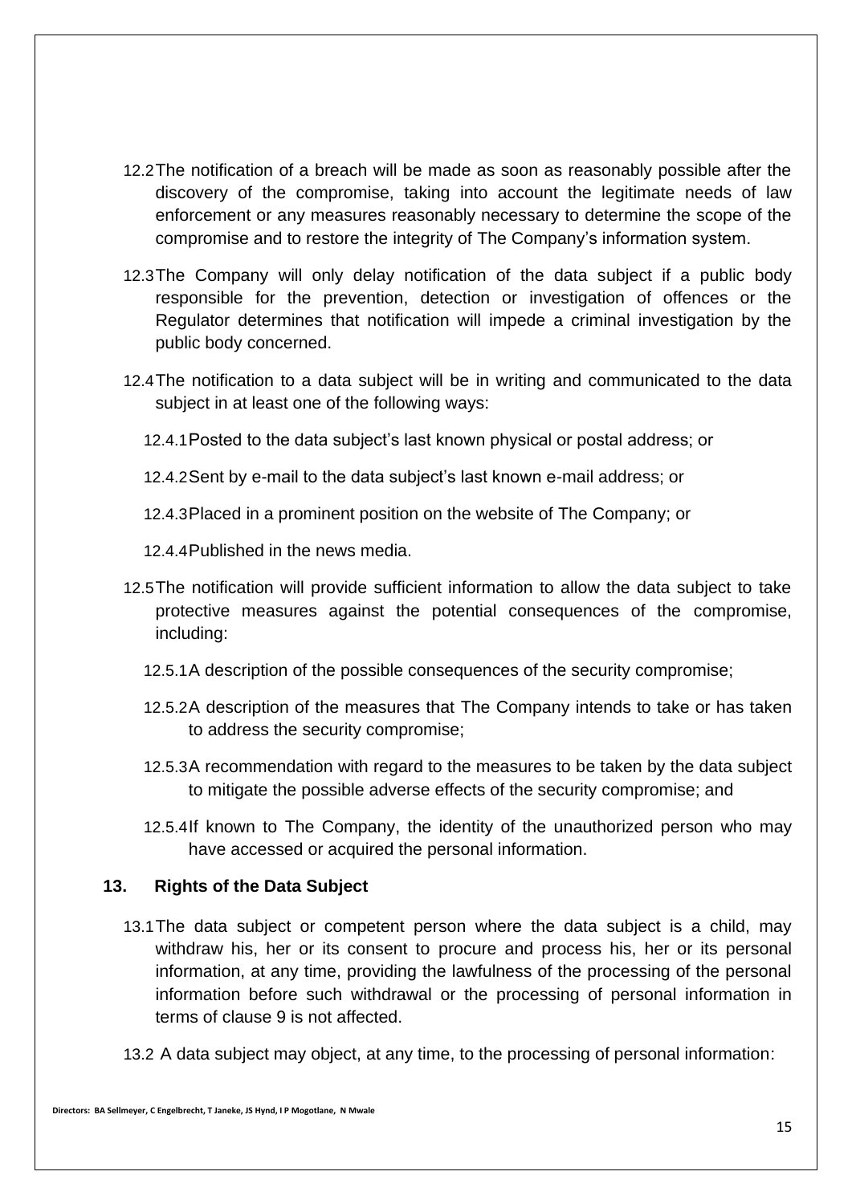12.2 The notification of a breach will be made as soon as reasonably possible after the discovery of the compromise, taking into account the legitimate needs of law enforcement or any measures reasonably necessary to determine the scope of the compromise and to restore the integrity of The Company's information system.

12.3 The Company will only delay notification of the data subject if a public body responsible for the prevention, detection or investigation of offences or the Regulator determines that notification will impede a criminal investigation by the public body concerned.

12.4 The notification to a data subject will be in writing and communicated to the data subject in at least one of the following ways:

12.4.1 Posted to the data subject's last known physical or postal address; or

12.4.2 Sent by e-mail to the data subject's last known e-mail address; or

12.4.3 Placed in a prominent position on the website of The Company; or

12.4.4 Published in the news media.

12.5 The notification will provide sufficient information to allow the data subject to take protective measures against the potential consequences of the compromise, including:

12.5.1 A description of the possible consequences of the security compromise;

12.5.2 A description of the measures that The Company intends to take or has taken to address the security compromise;

12.5.3 A recommendation with regard to the measures to be taken by the data subject to mitigate the possible adverse effects of the security compromise; and

12.5.4 If known to The Company, the identity of the unauthorized person who may have accessed or acquired the personal information.

## 13. Rights of the Data Subject

13.1 The data subject or competent person where the data subject is a child, may withdraw his, her or its consent to procure and process his, her or its personal information, at any time, providing the lawfulness of the processing of the personal information before such withdrawal or the processing of personal information in terms of clause 9 is not affected.

13.2 A data subject may object, at any time, to the processing of personal information: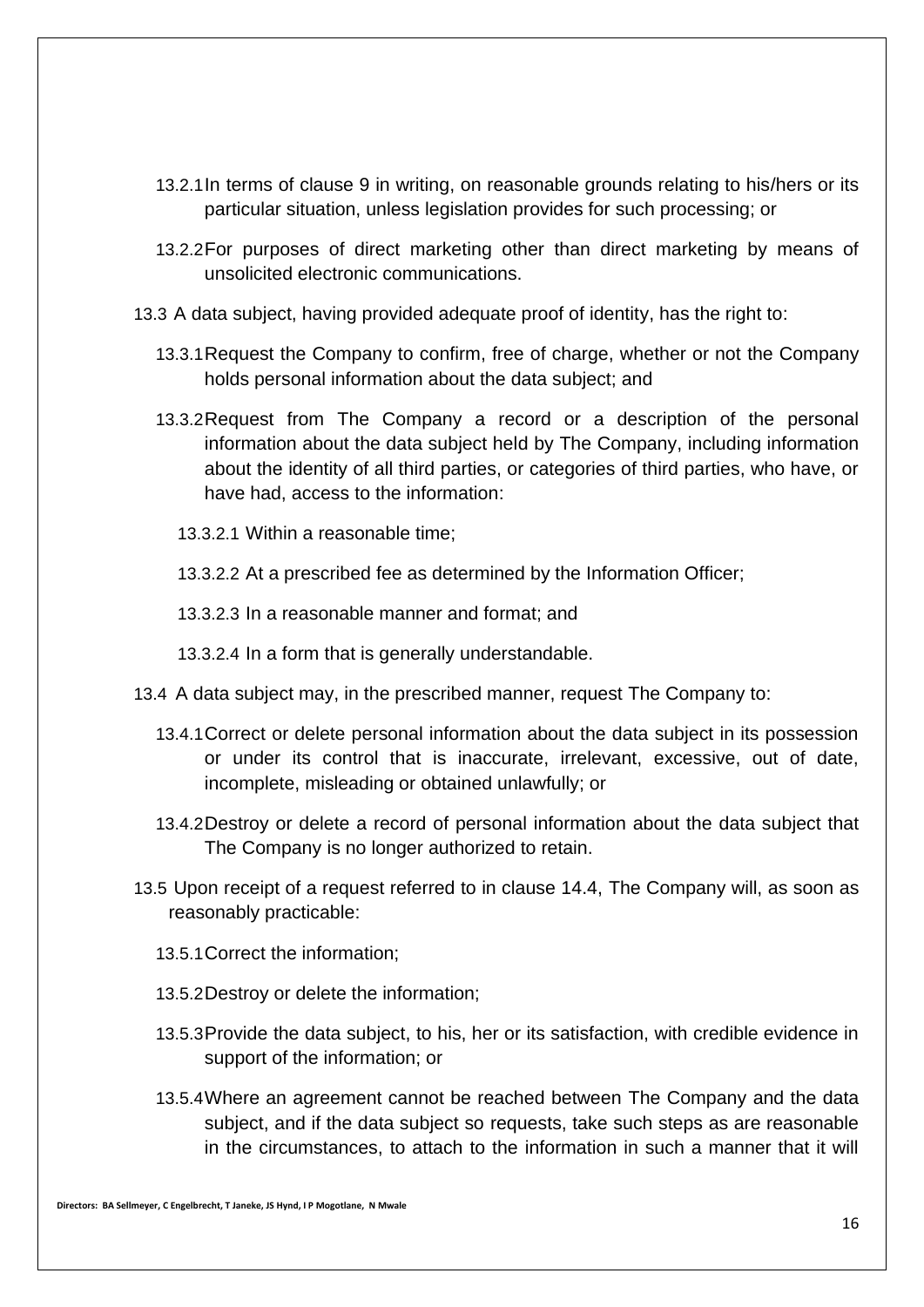13.2.1 In terms of clause 9 in writing, on reasonable grounds relating to his/hers or its particular situation, unless legislation provides for such processing; or

13.2.2 For purposes of direct marketing other than direct marketing by means of unsolicited electronic communications.

13.3 A data subject, having provided adequate proof of identity, has the right to:

13.3.1 Request the Company to confirm, free of charge, whether or not the Company holds personal information about the data subject; and

13.3.2 Request from The Company a record or a description of the personal information about the data subject held by The Company, including information about the identity of all third parties, or categories of third parties, who have, or have had, access to the information:

13.3.2.1 Within a reasonable time;

13.3.2.2 At a prescribed fee as determined by the Information Officer;

13.3.2.3 In a reasonable manner and format; and

13.3.2.4 In a form that is generally understandable.

13.4 A data subject may, in the prescribed manner, request The Company to:

13.4.1 Correct or delete personal information about the data subject in its possession or under its control that is inaccurate, irrelevant, excessive, out of date, incomplete, misleading or obtained unlawfully; or

13.4.2 Destroy or delete a record of personal information about the data subject that The Company is no longer authorized to retain.

13.5 Upon receipt of a request referred to in clause 14.4, The Company will, as soon as reasonably practicable:

13.5.1 Correct the information;

13.5.2 Destroy or delete the information;

13.5.3 Provide the data subject, to his, her or its satisfaction, with credible evidence in support of the information; or

13.5.4 Where an agreement cannot be reached between The Company and the data subject, and if the data subject so requests, take such steps as are reasonable in the circumstances, to attach to the information in such a manner that it will

Directors: BA Sellmeyer, C Engelbrecht, T Janeke, JS Hynd, I P Mogotlane, N Mwale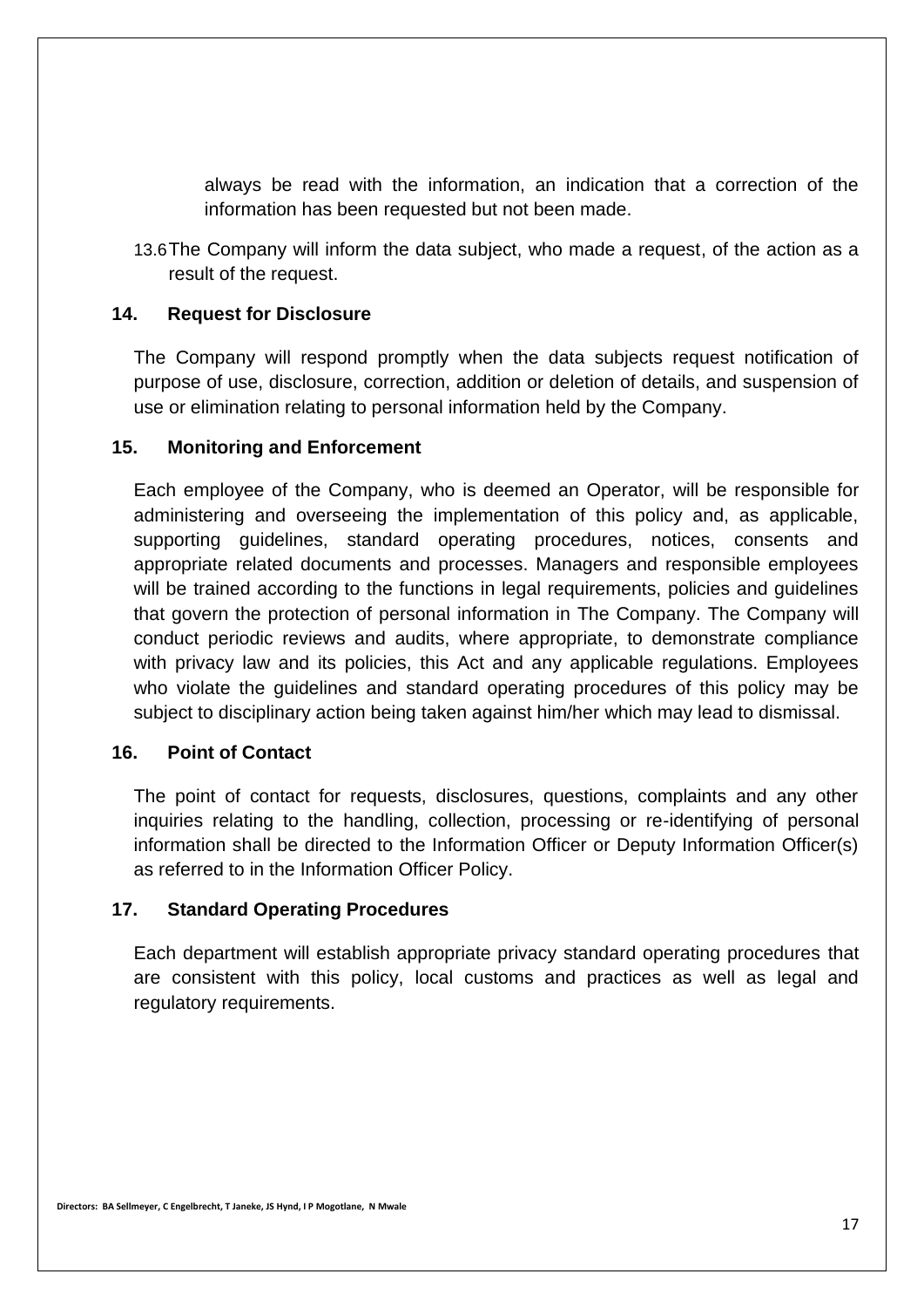always be read with the information, an indication that a correction of the information has been requested but not been made.

13.6 The Company will inform the data subject, who made a request, of the action as a result of the request.

## 14. Request for Disclosure

The Company will respond promptly when the data subjects request notification of purpose of use, disclosure, correction, addition or deletion of details, and suspension of use or elimination relating to personal information held by the Company.

## 15. Monitoring and Enforcement

Each employee of the Company, who is deemed an Operator, will be responsible for administering and overseeing the implementation of this policy and, as applicable, supporting guidelines, standard operating procedures, notices, consents and appropriate related documents and processes. Managers and responsible employees will be trained according to the functions in legal requirements, policies and guidelines that govern the protection of personal information in The Company. The Company will conduct periodic reviews and audits, where appropriate, to demonstrate compliance with privacy law and its policies, this Act and any applicable regulations. Employees who violate the guidelines and standard operating procedures of this policy may be subject to disciplinary action being taken against him/her which may lead to dismissal.

## 16. Point of Contact

The point of contact for requests, disclosures, questions, complaints and any other inquiries relating to the handling, collection, processing or re-identifying of personal information shall be directed to the Information Officer or Deputy Information Officer(s) as referred to in the Information Officer Policy.

## 17. Standard Operating Procedures

Each department will establish appropriate privacy standard operating procedures that are consistent with this policy, local customs and practices as well as legal and regulatory requirements.

Directors: BA Sellmeyer, C Engelbrecht, T Janeke, JS Hynd, I P Mogotlane, N Mwale